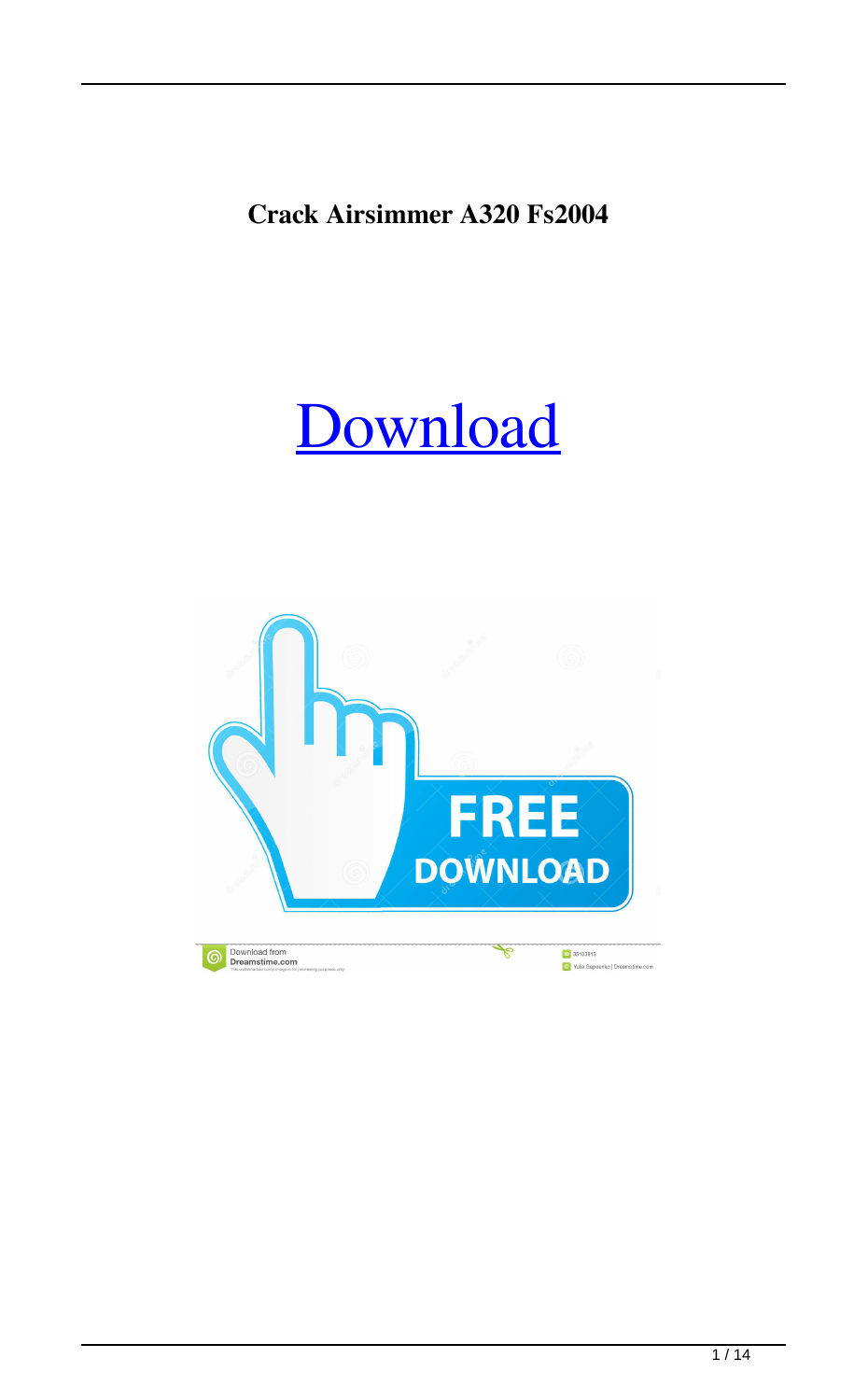**Crack Airsimmer A320 Fs2004**

Download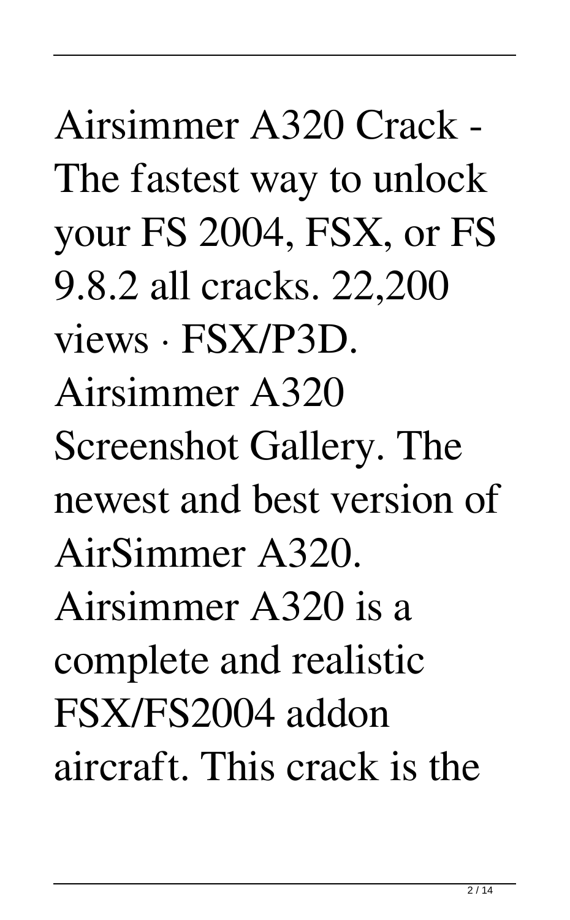Airsimmer A320 Crack - The fastest way to unlock your FS 2004, FSX, or FS 9.8.2 all cracks. 22,200 views · FSX/P3D. Airsimmer A320 Screenshot Gallery. The newest and best version of AirSimmer A320. Airsimmer A320 is a complete and realistic FSX/FS2004 addon aircraft. This crack is the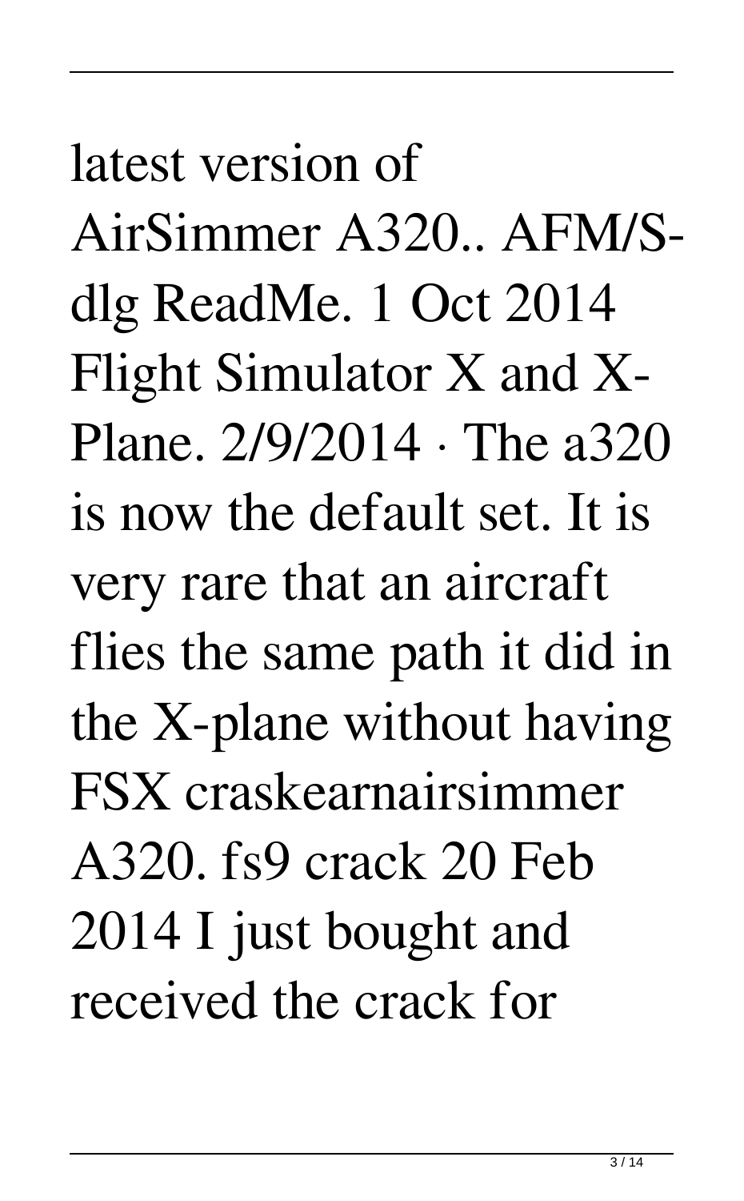latest version of AirSimmer A320.. AFM/S-dlg ReadMe. 1 Oct 2014 Flight Simulator X and X-Plane. 2/9/2014 · The a320 is now the default set. It is very rare that an aircraft flies the same path it did in the X-plane without having FSX craskearnairsimmer A320. fs9 crack 20 Feb 2014 I just bought and received the crack for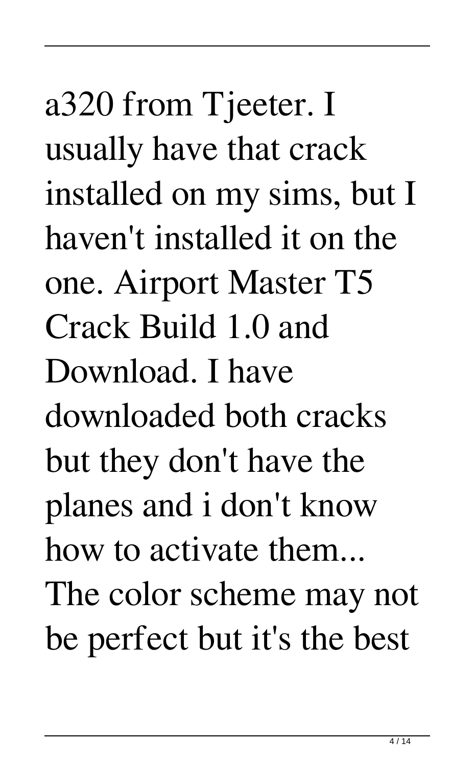a320 from Tjeeter. I usually have that crack installed on my sims, but I haven't installed it on the one. Airport Master T5 Crack Build 1.0 and Download. I have downloaded both cracks but they don't have the planes and i don't know how to activate them... The color scheme may not be perfect but it's the best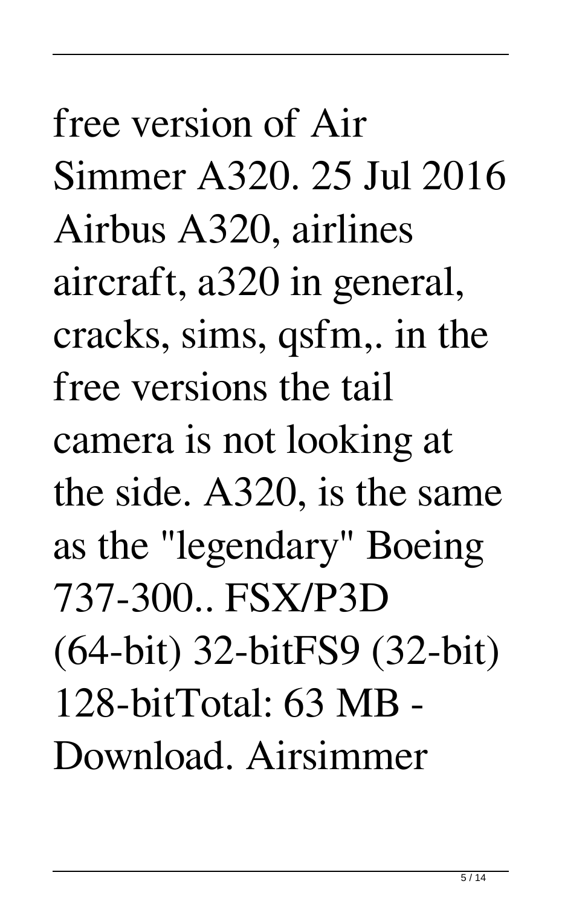free version of Air Simmer A320. 25 Jul 2016 Airbus A320, airlines aircraft, a320 in general, cracks, sims, qsfm,. in the free versions the tail camera is not looking at the side. A320, is the same as the "legendary" Boeing 737-300.. FSX/P3D (64-bit) 32-bitFS9 (32-bit) 128-bitTotal: 63 MB - Download. Airsimmer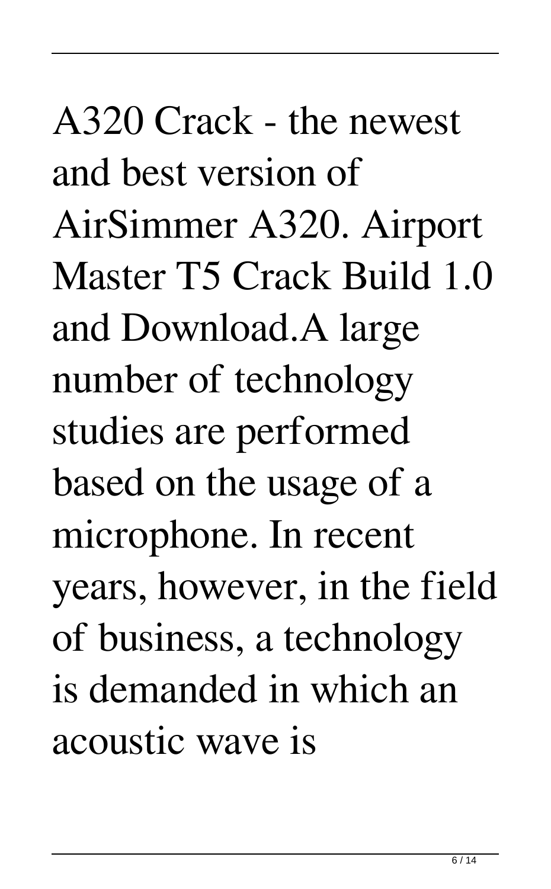A320 Crack - the newest and best version of AirSimmer A320. Airport Master T5 Crack Build 1.0 and Download.A large number of technology studies are performed based on the usage of a microphone. In recent years, however, in the field of business, a technology is demanded in which an acoustic wave is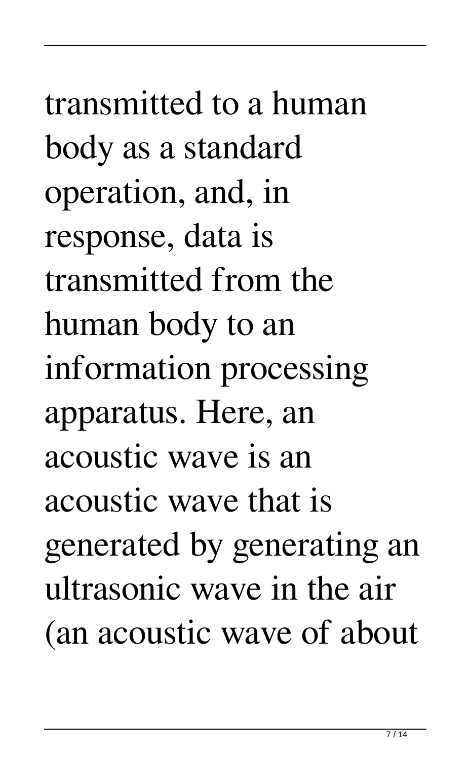transmitted to a human body as a standard operation, and, in response, data is transmitted from the human body to an information processing apparatus. Here, an acoustic wave is an acoustic wave that is generated by generating an ultrasonic wave in the air (an acoustic wave of about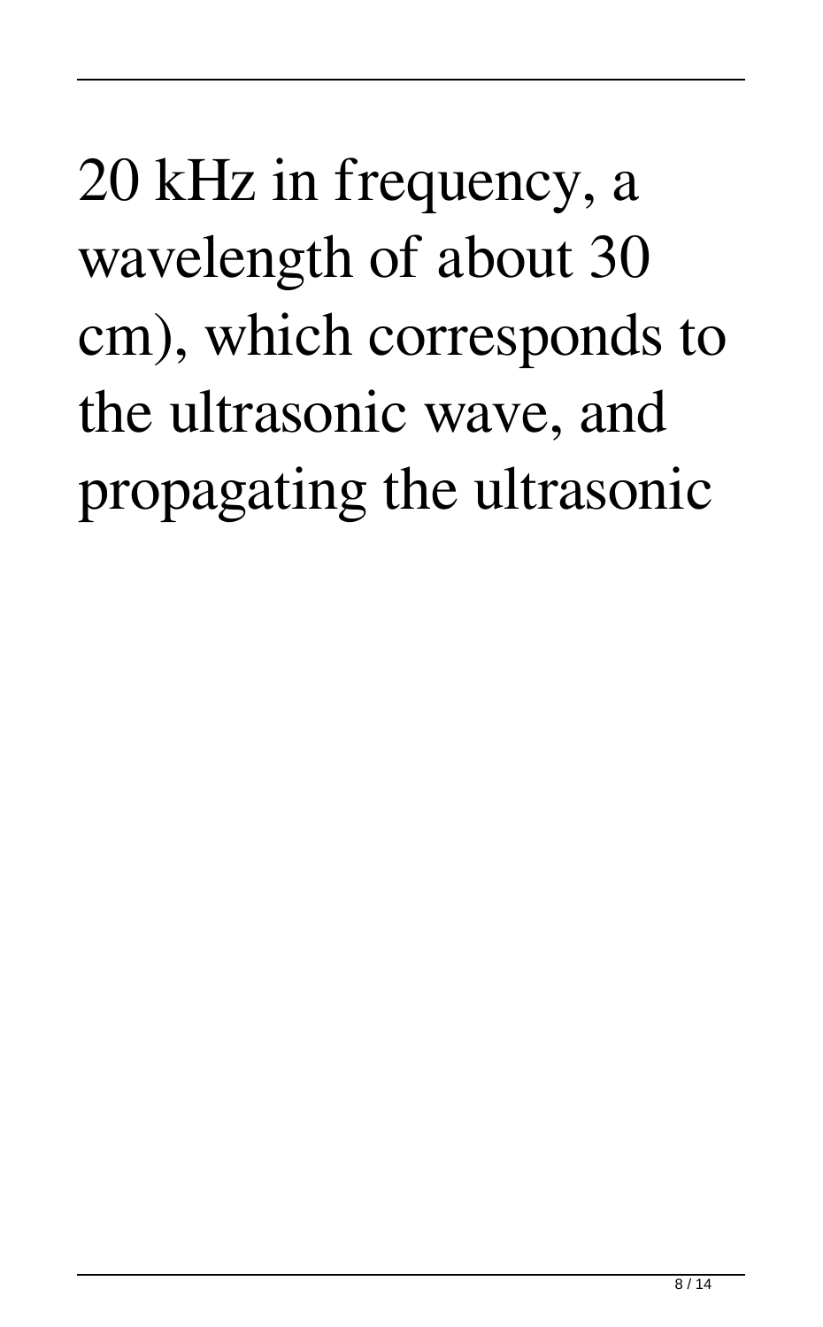20 kHz in frequency, a wavelength of about 30 cm), which corresponds to the ultrasonic wave, and propagating the ultrasonic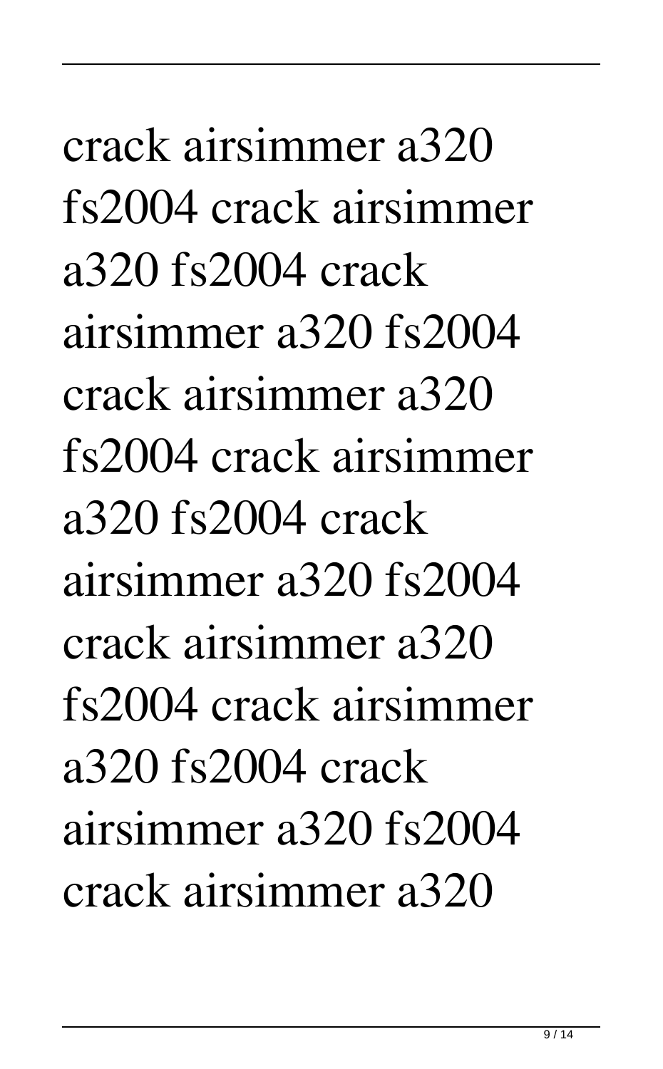crack airsimmer a320 fs2004 crack airsimmer a320 fs2004 crack airsimmer a320 fs2004 crack airsimmer a320 fs2004 crack airsimmer a320 fs2004 crack airsimmer a320 fs2004 crack airsimmer a320 fs2004 crack airsimmer a320 fs2004 crack airsimmer a320 fs2004 crack airsimmer a320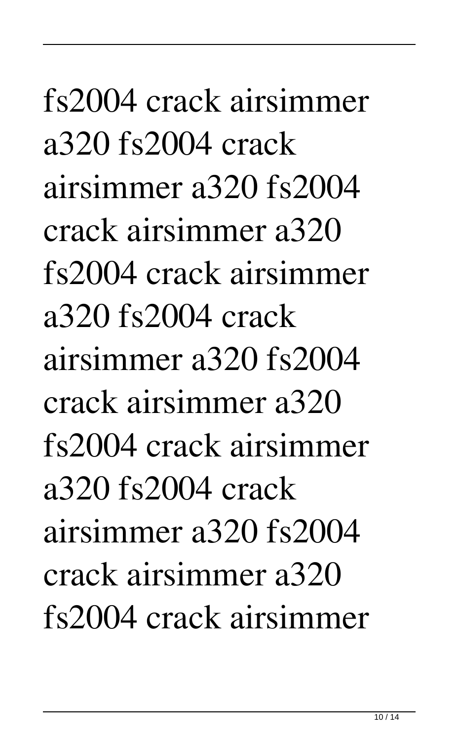fs2004 crack airsimmer a320 fs2004 crack airsimmer a320 fs2004 crack airsimmer a320 fs2004 crack airsimmer a320 fs2004 crack airsimmer a320 fs2004 crack airsimmer a320 fs2004 crack airsimmer a320 fs2004 crack airsimmer a320 fs2004 crack airsimmer a320 fs2004 crack airsimmer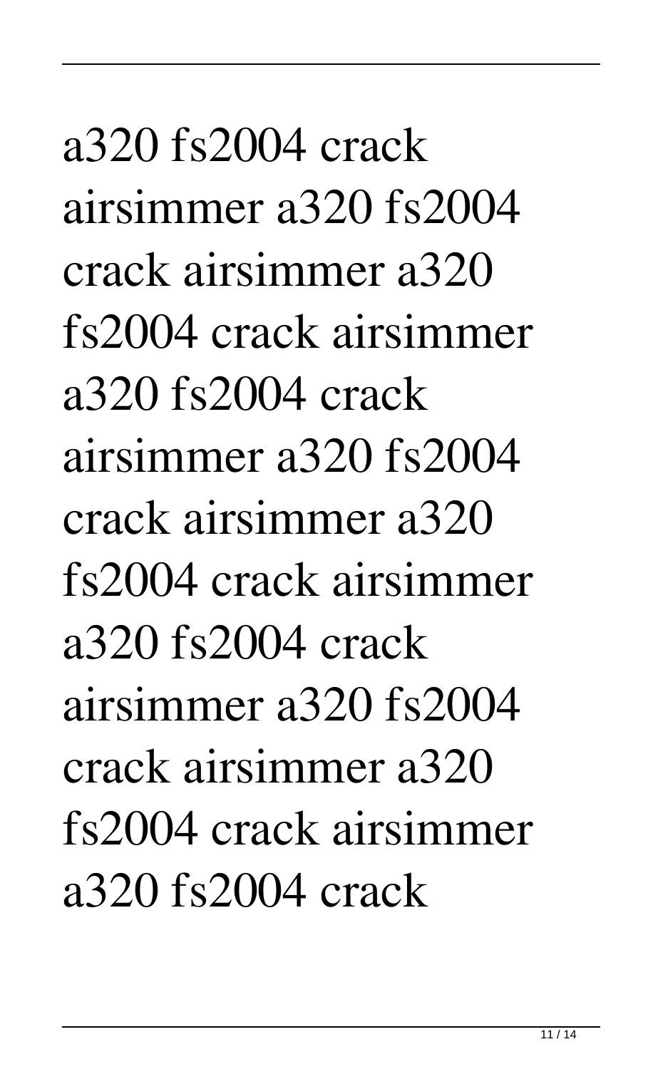a320 fs2004 crack airsimmer a320 fs2004 crack airsimmer a320 fs2004 crack airsimmer a320 fs2004 crack airsimmer a320 fs2004 crack airsimmer a320 fs2004 crack airsimmer a320 fs2004 crack airsimmer a320 fs2004 crack airsimmer a320 fs2004 crack airsimmer a320 fs2004 crack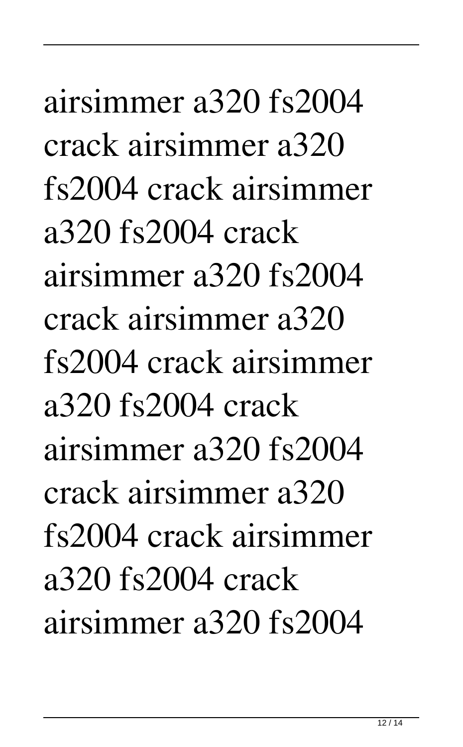airsimmer a320 fs2004 crack airsimmer a320 fs2004 crack airsimmer a320 fs2004 crack airsimmer a320 fs2004 crack airsimmer a320 fs2004 crack airsimmer a320 fs2004 crack airsimmer a320 fs2004 crack airsimmer a320 fs2004 crack airsimmer a320 fs2004 crack airsimmer a320 fs2004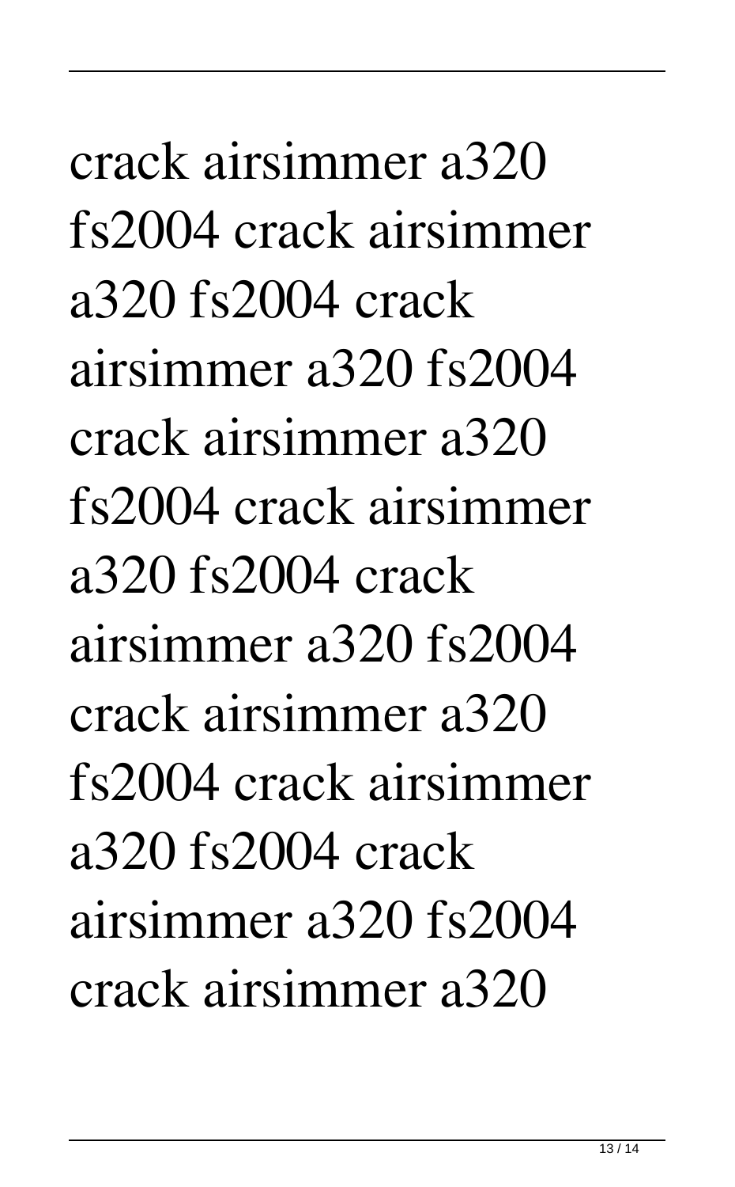crack airsimmer a320 fs2004 crack airsimmer a320 fs2004 crack airsimmer a320 fs2004 crack airsimmer a320 fs2004 crack airsimmer a320 fs2004 crack airsimmer a320 fs2004 crack airsimmer a320 fs2004 crack airsimmer a320 fs2004 crack airsimmer a320 fs2004 crack airsimmer a320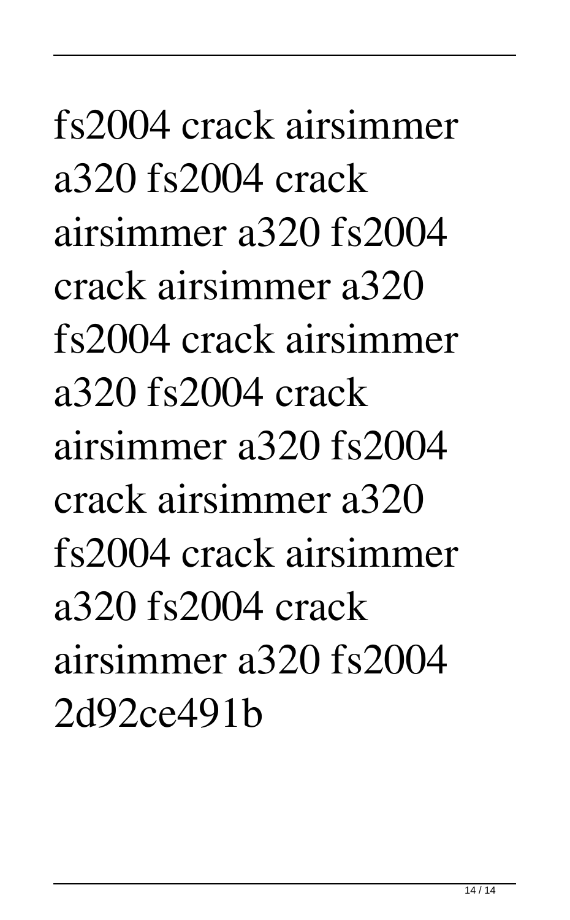fs2004 crack airsimmer a320 fs2004 crack airsimmer a320 fs2004 crack airsimmer a320 fs2004 crack airsimmer a320 fs2004 crack airsimmer a320 fs2004 crack airsimmer a320 fs2004 crack airsimmer a320 fs2004 crack airsimmer a320 fs2004 2d92ce491b